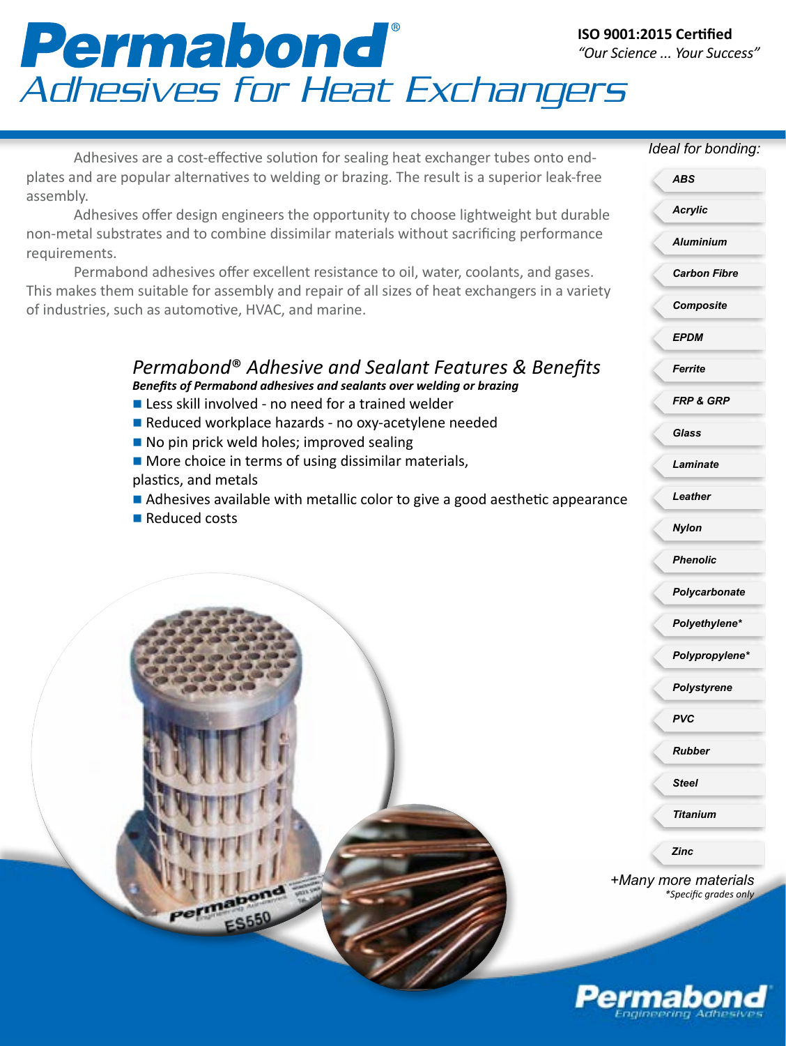# Permabond®

## Adhesives for Heat Exchangers

**ISO 9001:2015 Certified**
*"Our Science ... Your Success"*

Adhesives are a cost-effective solution for sealing heat exchanger tubes onto end-plates and are popular alternatives to welding or brazing. The result is a superior leak-free assembly.

Adhesives offer design engineers the opportunity to choose lightweight but durable non-metal substrates and to combine dissimilar materials without sacrificing performance requirements.

Permabond adhesives offer excellent resistance to oil, water, coolants, and gases. This makes them suitable for assembly and repair of all sizes of heat exchangers in a variety of industries, such as automotive, HVAC, and marine.

### *Permabond® Adhesive and Sealant Features & Benefits*

***Benefits of Permabond adhesives and sealants over welding or brazing***

- Less skill involved - no need for a trained welder
- Reduced workplace hazards - no oxy-acetylene needed
- No pin prick weld holes; improved sealing
- More choice in terms of using dissimilar materials, plastics, and metals
- Adhesives available with metallic color to give a good aesthetic appearance
- Reduced costs

*Ideal for bonding:*

- ABS
- Acrylic
- Aluminium
- Carbon Fibre
- Composite
- EPDM
- Ferrite
- FRP & GRP
- Glass
- Laminate
- Leather
- Nylon
- Phenolic
- Polycarbonate
- Polyethylene*
- Polypropylene*
- Polystyrene
- PVC
- Rubber
- Steel
- Titanium
- Zinc

*+Many more materials*

**Specific grades only*

Permabond Engineering Adhesives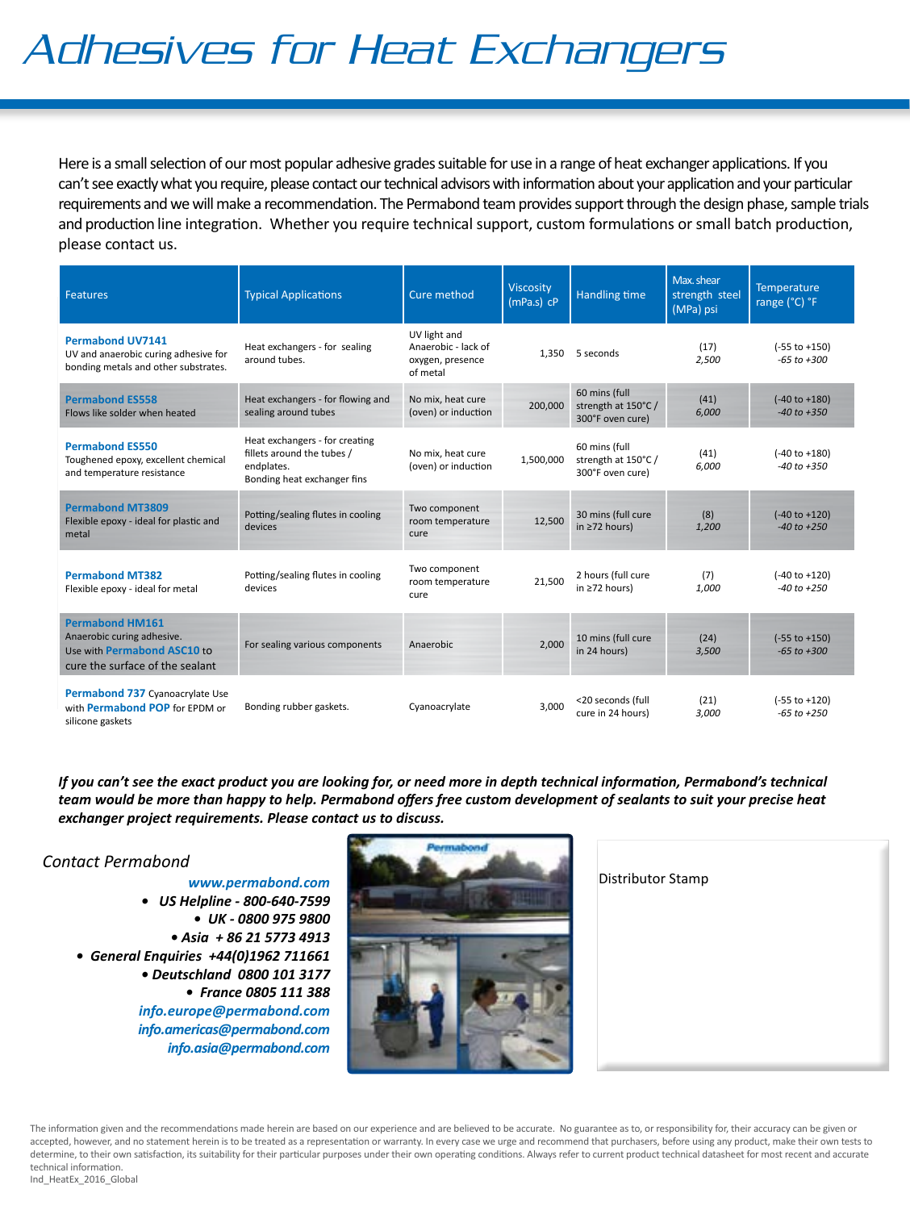# Adhesives for Heat Exchangers

Here is a small selection of our most popular adhesive grades suitable for use in a range of heat exchanger applications. If you can't see exactly what you require, please contact our technical advisors with information about your application and your particular requirements and we will make a recommendation. The Permabond team provides support through the design phase, sample trials and production line integration. Whether you require technical support, custom formulations or small batch production, please contact us.

| Features | Typical Applications | Cure method | Viscosity (mPa.s) cP | Handling time | Max. shear strength steel (MPa) psi | Temperature range (°C) °F |
|---|---|---|---|---|---|---|
| **Permabond UV7141** UV and anaerobic curing adhesive for bonding metals and other substrates. | Heat exchangers - for sealing around tubes. | UV light and Anaerobic - lack of oxygen, presence of metal | 1,350 | 5 seconds | (17) *2,500* | (-55 to +150) *-65 to +300* |
| **Permabond ES558** Flows like solder when heated | Heat exchangers - for flowing and sealing around tubes | No mix, heat cure (oven) or induction | 200,000 | 60 mins (full strength at 150°C / 300°F oven cure) | (41) *6,000* | (-40 to +180) *-40 to +350* |
| **Permabond ES550** Toughened epoxy, excellent chemical and temperature resistance | Heat exchangers - for creating fillets around the tubes / endplates. Bonding heat exchanger fins | No mix, heat cure (oven) or induction | 1,500,000 | 60 mins (full strength at 150°C / 300°F oven cure) | (41) *6,000* | (-40 to +180) *-40 to +350* |
| **Permabond MT3809** Flexible epoxy - ideal for plastic and metal | Potting/sealing flutes in cooling devices | Two component room temperature cure | 12,500 | 30 mins (full cure in ≥72 hours) | (8) *1,200* | (-40 to +120) *-40 to +250* |
| **Permabond MT382** Flexible epoxy - ideal for metal | Potting/sealing flutes in cooling devices | Two component room temperature cure | 21,500 | 2 hours (full cure in ≥72 hours) | (7) *1,000* | (-40 to +120) *-40 to +250* |
| **Permabond HM161** Anaerobic curing adhesive. Use with **Permabond ASC10** to cure the surface of the sealant | For sealing various components | Anaerobic | 2,000 | 10 mins (full cure in 24 hours) | (24) *3,500* | (-55 to +150) *-65 to +300* |
| **Permabond 737** Cyanoacrylate Use with **Permabond POP** for EPDM or silicone gaskets | Bonding rubber gaskets. | Cyanoacrylate | 3,000 | <20 seconds (full cure in 24 hours) | (21) *3,000* | (-55 to +120) *-65 to +250* |

***If you can't see the exact product you are looking for, or need more in depth technical information, Permabond's technical team would be more than happy to help. Permabond offers free custom development of sealants to suit your precise heat exchanger project requirements. Please contact us to discuss.***

*Contact Permabond*

***www.permabond.com***

- ***US Helpline - 800-640-7599***
- ***UK - 0800 975 9800***
- ***Asia + 86 21 5773 4913***
- ***General Enquiries +44(0)1962 711661***
- ***Deutschland 0800 101 3177***
- ***France 0805 111 388***

***info.europe@permabond.com***
***info.americas@permabond.com***
***info.asia@permabond.com***

Distributor Stamp

The information given and the recommendations made herein are based on our experience and are believed to be accurate. No guarantee as to, or responsibility for, their accuracy can be given or accepted, however, and no statement herein is to be treated as a representation or warranty. In every case we urge and recommend that purchasers, before using any product, make their own tests to determine, to their own satisfaction, its suitability for their particular purposes under their own operating conditions. Always refer to current product technical datasheet for most recent and accurate technical information.
Ind_HeatEx_2016_Global